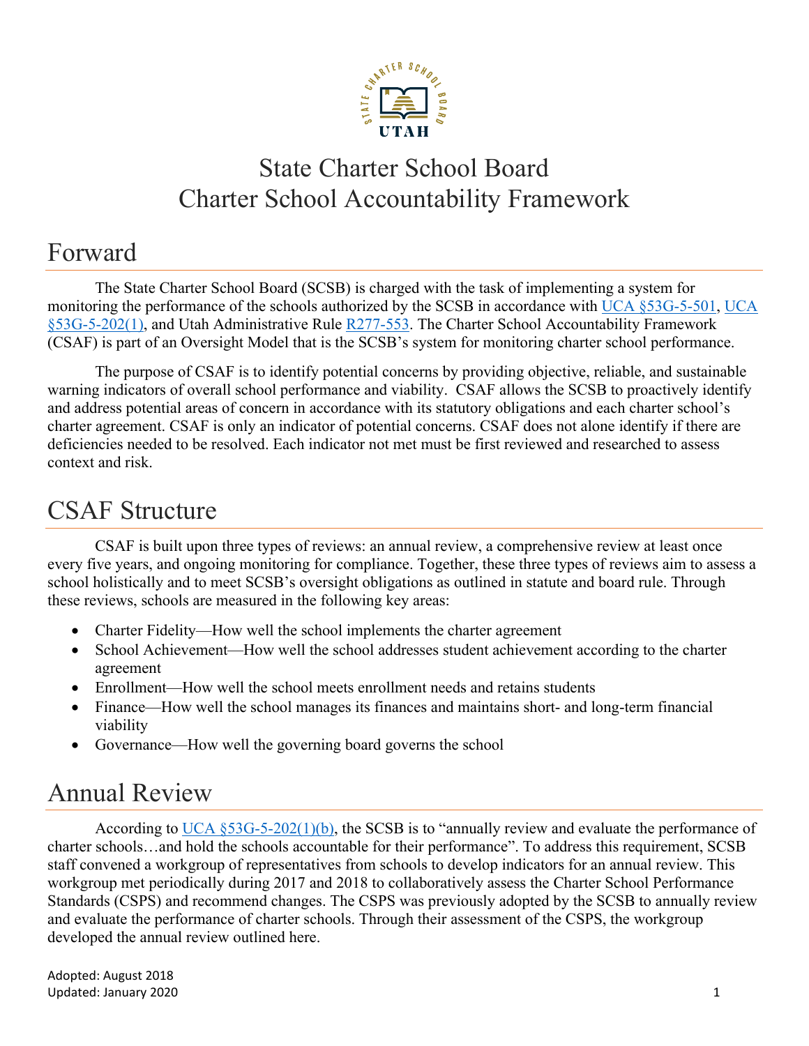# State Charter School Board
# Charter School Accountability Framework

## Forward

The State Charter School Board (SCSB) is charged with the task of implementing a system for monitoring the performance of the schools authorized by the SCSB in accordance with UCA §53G-5-501, UCA §53G-5-202(1), and Utah Administrative Rule R277-553. The Charter School Accountability Framework (CSAF) is part of an Oversight Model that is the SCSB's system for monitoring charter school performance.

The purpose of CSAF is to identify potential concerns by providing objective, reliable, and sustainable warning indicators of overall school performance and viability. CSAF allows the SCSB to proactively identify and address potential areas of concern in accordance with its statutory obligations and each charter school's charter agreement. CSAF is only an indicator of potential concerns. CSAF does not alone identify if there are deficiencies needed to be resolved. Each indicator not met must be first reviewed and researched to assess context and risk.

## CSAF Structure

CSAF is built upon three types of reviews: an annual review, a comprehensive review at least once every five years, and ongoing monitoring for compliance. Together, these three types of reviews aim to assess a school holistically and to meet SCSB's oversight obligations as outlined in statute and board rule. Through these reviews, schools are measured in the following key areas:

- Charter Fidelity—How well the school implements the charter agreement
- School Achievement—How well the school addresses student achievement according to the charter agreement
- Enrollment—How well the school meets enrollment needs and retains students
- Finance—How well the school manages its finances and maintains short- and long-term financial viability
- Governance—How well the governing board governs the school

## Annual Review

According to UCA §53G-5-202(1)(b), the SCSB is to "annually review and evaluate the performance of charter schools…and hold the schools accountable for their performance". To address this requirement, SCSB staff convened a workgroup of representatives from schools to develop indicators for an annual review. This workgroup met periodically during 2017 and 2018 to collaboratively assess the Charter School Performance Standards (CSPS) and recommend changes. The CSPS was previously adopted by the SCSB to annually review and evaluate the performance of charter schools. Through their assessment of the CSPS, the workgroup developed the annual review outlined here.

Adopted: August 2018
Updated: January 2020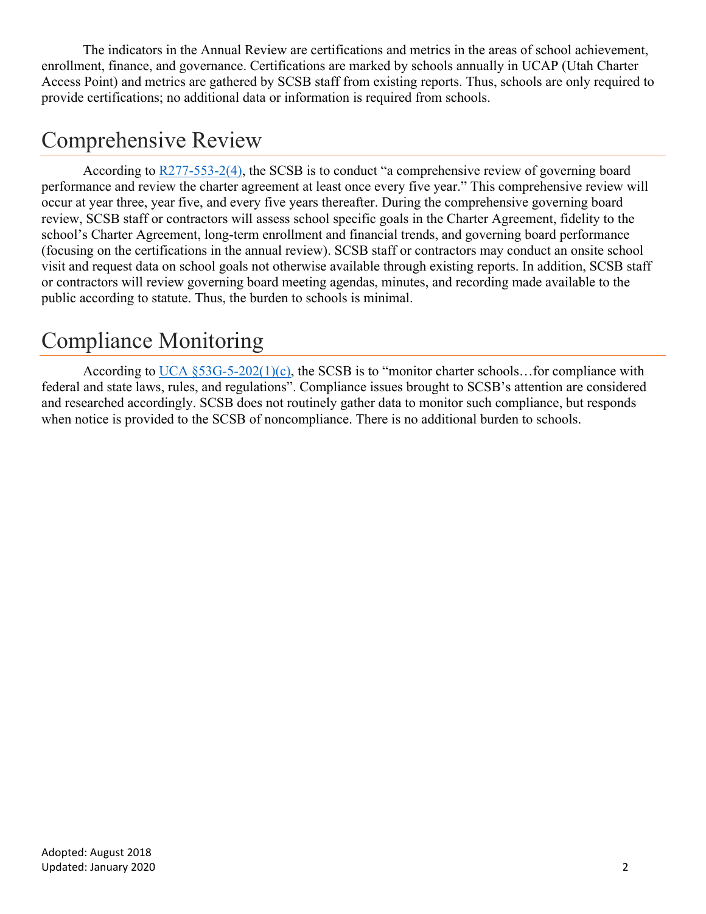The indicators in the Annual Review are certifications and metrics in the areas of school achievement, enrollment, finance, and governance. Certifications are marked by schools annually in UCAP (Utah Charter Access Point) and metrics are gathered by SCSB staff from existing reports. Thus, schools are only required to provide certifications; no additional data or information is required from schools.

# Comprehensive Review

According to R277-553-2(4), the SCSB is to conduct "a comprehensive review of governing board performance and review the charter agreement at least once every five year." This comprehensive review will occur at year three, year five, and every five years thereafter. During the comprehensive governing board review, SCSB staff or contractors will assess school specific goals in the Charter Agreement, fidelity to the school's Charter Agreement, long-term enrollment and financial trends, and governing board performance (focusing on the certifications in the annual review). SCSB staff or contractors may conduct an onsite school visit and request data on school goals not otherwise available through existing reports. In addition, SCSB staff or contractors will review governing board meeting agendas, minutes, and recording made available to the public according to statute. Thus, the burden to schools is minimal.

# Compliance Monitoring

According to UCA §53G-5-202(1)(c), the SCSB is to "monitor charter schools…for compliance with federal and state laws, rules, and regulations". Compliance issues brought to SCSB's attention are considered and researched accordingly. SCSB does not routinely gather data to monitor such compliance, but responds when notice is provided to the SCSB of noncompliance. There is no additional burden to schools.

Adopted: August 2018
Updated: January 2020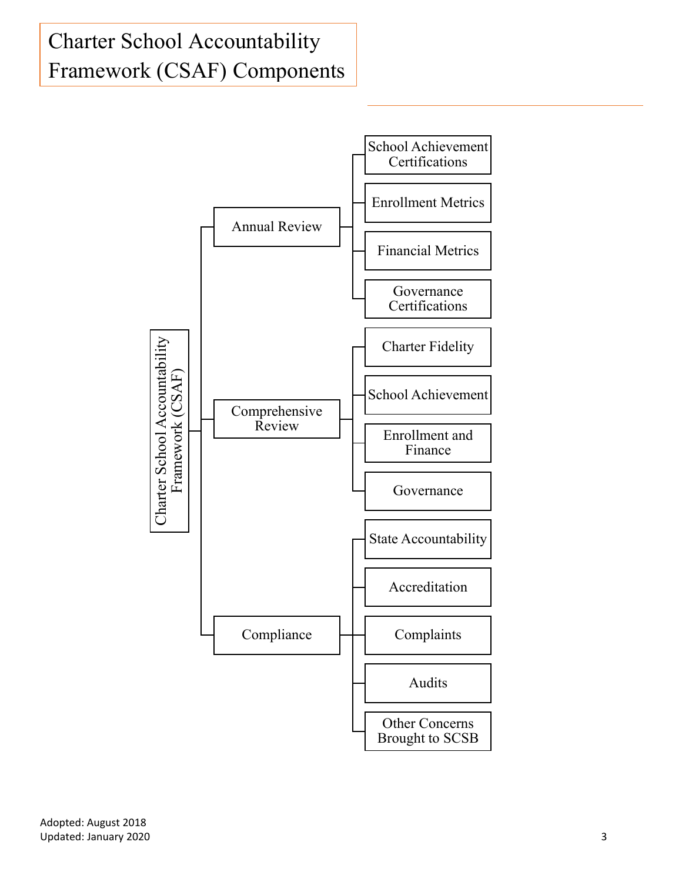# Charter School Accountability Framework (CSAF) Components

- Charter School Accountability Framework (CSAF)
  - Annual Review
    - School Achievement Certifications
    - Enrollment Metrics
    - Financial Metrics
    - Governance Certifications
  - Comprehensive Review
    - Charter Fidelity
    - School Achievement
    - Enrollment and Finance
    - Governance
  - Compliance
    - State Accountability
    - Accreditation
    - Complaints
    - Audits
    - Other Concerns Brought to SCSB

Adopted: August 2018
Updated: January 2020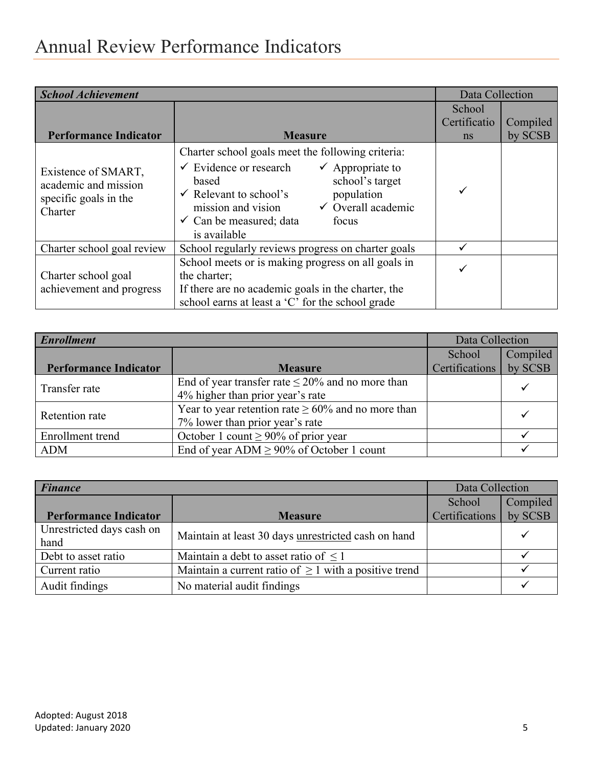# Annual Review Performance Indicators

| ***School Achievement*** | | Data Collection | |
|---|---|---|---|
| **Performance Indicator** | **Measure** | School Certifications | Compiled by SCSB |
| Existence of SMART, academic and mission specific goals in the Charter | Charter school goals meet the following criteria: ✓ Evidence or research based ✓ Relevant to school's mission and vision ✓ Can be measured; data is available ✓ Appropriate to school's target population ✓ Overall academic focus | ✓ | |
| Charter school goal review | School regularly reviews progress on charter goals | ✓ | |
| Charter school goal achievement and progress | School meets or is making progress on all goals in the charter; If there are no academic goals in the charter, the school earns at least a 'C' for the school grade | ✓ | |

| ***Enrollment*** | | Data Collection | |
|---|---|---|---|
| **Performance Indicator** | **Measure** | School Certifications | Compiled by SCSB |
| Transfer rate | End of year transfer rate ≤ 20% and no more than 4% higher than prior year's rate | | ✓ |
| Retention rate | Year to year retention rate ≥ 60% and no more than 7% lower than prior year's rate | | ✓ |
| Enrollment trend | October 1 count ≥ 90% of prior year | | ✓ |
| ADM | End of year ADM ≥ 90% of October 1 count | | ✓ |

| ***Finance*** | | Data Collection | |
|---|---|---|---|
| **Performance Indicator** | **Measure** | School Certifications | Compiled by SCSB |
| Unrestricted days cash on hand | Maintain at least 30 days <u>unrestricted</u> cash on hand | | ✓ |
| Debt to asset ratio | Maintain a debt to asset ratio of ≤ 1 | | ✓ |
| Current ratio | Maintain a current ratio of ≥ 1 with a positive trend | | ✓ |
| Audit findings | No material audit findings | | ✓ |

Adopted: August 2018
Updated: January 2020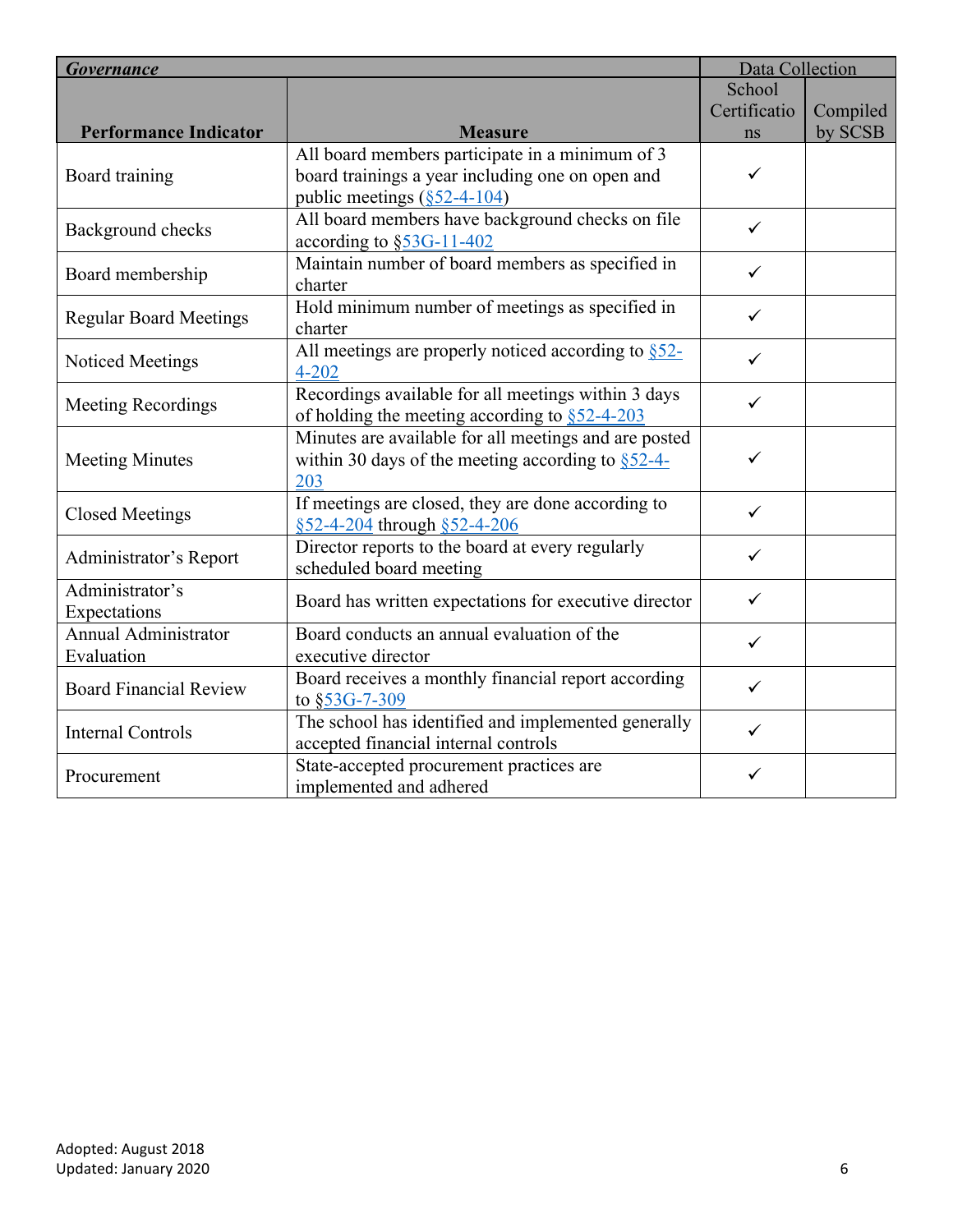| *Governance* | | Data Collection | |
|---|---|---|---|
| **Performance Indicator** | **Measure** | School Certifications | Compiled by SCSB |
| Board training | All board members participate in a minimum of 3 board trainings a year including one on open and public meetings (§52-4-104) | ✓ | |
| Background checks | All board members have background checks on file according to §53G-11-402 | ✓ | |
| Board membership | Maintain number of board members as specified in charter | ✓ | |
| Regular Board Meetings | Hold minimum number of meetings as specified in charter | ✓ | |
| Noticed Meetings | All meetings are properly noticed according to §52-4-202 | ✓ | |
| Meeting Recordings | Recordings available for all meetings within 3 days of holding the meeting according to §52-4-203 | ✓ | |
| Meeting Minutes | Minutes are available for all meetings and are posted within 30 days of the meeting according to §52-4-203 | ✓ | |
| Closed Meetings | If meetings are closed, they are done according to §52-4-204 through §52-4-206 | ✓ | |
| Administrator's Report | Director reports to the board at every regularly scheduled board meeting | ✓ | |
| Administrator's Expectations | Board has written expectations for executive director | ✓ | |
| Annual Administrator Evaluation | Board conducts an annual evaluation of the executive director | ✓ | |
| Board Financial Review | Board receives a monthly financial report according to §53G-7-309 | ✓ | |
| Internal Controls | The school has identified and implemented generally accepted financial internal controls | ✓ | |
| Procurement | State-accepted procurement practices are implemented and adhered | ✓ | |

Adopted: August 2018
Updated: January 2020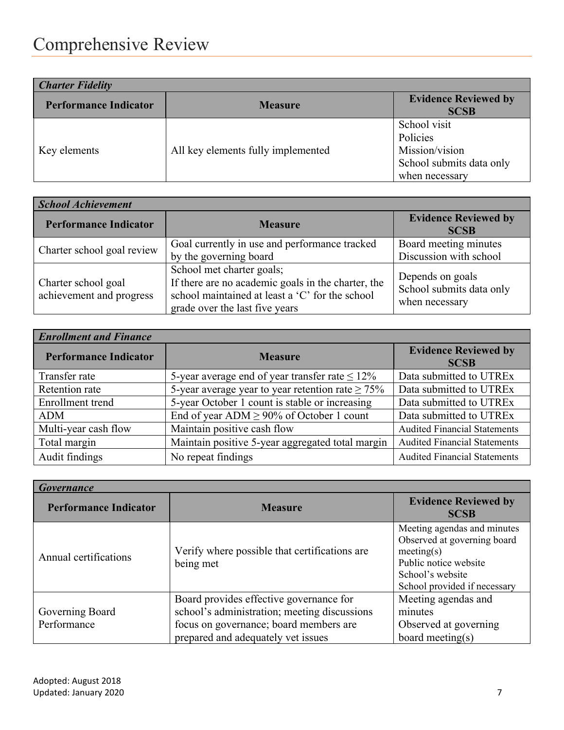# Comprehensive Review

| *Charter Fidelity* | | |
|---|---|---|
| **Performance Indicator** | **Measure** | **Evidence Reviewed by SCSB** |
| Key elements | All key elements fully implemented | School visit<br>Policies<br>Mission/vision<br>School submits data only when necessary |

| *School Achievement* | | |
|---|---|---|
| **Performance Indicator** | **Measure** | **Evidence Reviewed by SCSB** |
| Charter school goal review | Goal currently in use and performance tracked by the governing board | Board meeting minutes<br>Discussion with school |
| Charter school goal achievement and progress | School met charter goals;<br>If there are no academic goals in the charter, the school maintained at least a 'C' for the school grade over the last five years | Depends on goals<br>School submits data only when necessary |

| *Enrollment and Finance* | | |
|---|---|---|
| **Performance Indicator** | **Measure** | **Evidence Reviewed by SCSB** |
| Transfer rate | 5-year average end of year transfer rate ≤ 12% | Data submitted to UTREx |
| Retention rate | 5-year average year to year retention rate ≥ 75% | Data submitted to UTREx |
| Enrollment trend | 5-year October 1 count is stable or increasing | Data submitted to UTREx |
| ADM | End of year ADM ≥ 90% of October 1 count | Data submitted to UTREx |
| Multi-year cash flow | Maintain positive cash flow | Audited Financial Statements |
| Total margin | Maintain positive 5-year aggregated total margin | Audited Financial Statements |
| Audit findings | No repeat findings | Audited Financial Statements |

| *Governance* | | |
|---|---|---|
| **Performance Indicator** | **Measure** | **Evidence Reviewed by SCSB** |
| Annual certifications | Verify where possible that certifications are being met | Meeting agendas and minutes<br>Observed at governing board meeting(s)<br>Public notice website<br>School's website<br>School provided if necessary |
| Governing Board Performance | Board provides effective governance for school's administration; meeting discussions focus on governance; board members are prepared and adequately vet issues | Meeting agendas and minutes<br>Observed at governing board meeting(s) |

Adopted: August 2018
Updated: January 2020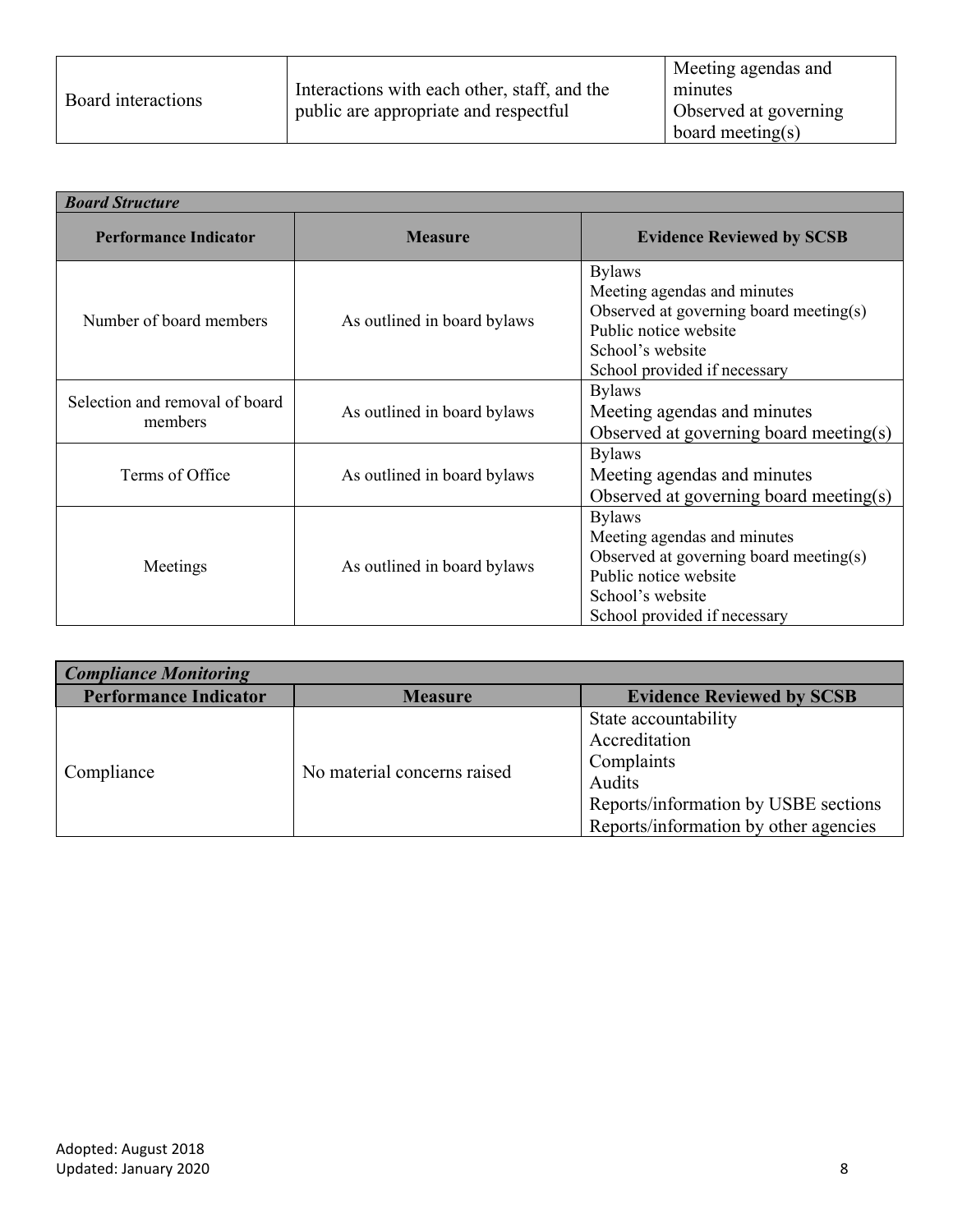| | | |
|---|---|---|
| Board interactions | Interactions with each other, staff, and the public are appropriate and respectful | Meeting agendas and minutes<br>Observed at governing board meeting(s) |

| ***Board Structure*** | | |
|---|---|---|
| **Performance Indicator** | **Measure** | **Evidence Reviewed by SCSB** |
| Number of board members | As outlined in board bylaws | Bylaws<br>Meeting agendas and minutes<br>Observed at governing board meeting(s)<br>Public notice website<br>School's website<br>School provided if necessary |
| Selection and removal of board members | As outlined in board bylaws | Bylaws<br>Meeting agendas and minutes<br>Observed at governing board meeting(s) |
| Terms of Office | As outlined in board bylaws | Bylaws<br>Meeting agendas and minutes<br>Observed at governing board meeting(s) |
| Meetings | As outlined in board bylaws | Bylaws<br>Meeting agendas and minutes<br>Observed at governing board meeting(s)<br>Public notice website<br>School's website<br>School provided if necessary |

| ***Compliance Monitoring*** | | |
|---|---|---|
| **Performance Indicator** | **Measure** | **Evidence Reviewed by SCSB** |
| Compliance | No material concerns raised | State accountability<br>Accreditation<br>Complaints<br>Audits<br>Reports/information by USBE sections<br>Reports/information by other agencies |

Adopted: August 2018
Updated: January 2020